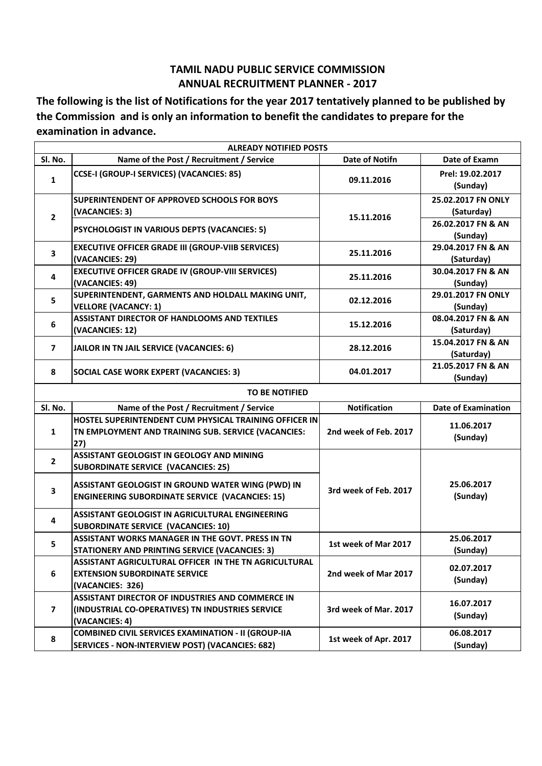# TAMIL NADU PUBLIC SERVICE COMMISSION
## ANNUAL RECRUITMENT PLANNER - 2017

**The following is the list of Notifications for the year 2017 tentatively planned to be published by the Commission and is only an information to benefit the candidates to prepare for the examination in advance.**

| ALREADY NOTIFIED POSTS | | | |
|---|---|---|---|
| **Sl. No.** | **Name of the Post / Recruitment / Service** | **Date of Notifn** | **Date of Examn** |
| **1** | **CCSE-I (GROUP-I SERVICES) (VACANCIES: 85)** | **09.11.2016** | **Prel: 19.02.2017 (Sunday)** |
| **2** | **SUPERINTENDENT OF APPROVED SCHOOLS FOR BOYS (VACANCIES: 3)** | **15.11.2016** | **25.02.2017 FN ONLY (Saturday)** |
| | **PSYCHOLOGIST IN VARIOUS DEPTS (VACANCIES: 5)** | | **26.02.2017 FN & AN (Sunday)** |
| **3** | **EXECUTIVE OFFICER GRADE III (GROUP-VIIB SERVICES) (VACANCIES: 29)** | **25.11.2016** | **29.04.2017 FN & AN (Saturday)** |
| **4** | **EXECUTIVE OFFICER GRADE IV (GROUP-VIII SERVICES) (VACANCIES: 49)** | **25.11.2016** | **30.04.2017 FN & AN (Sunday)** |
| **5** | **SUPERINTENDENT, GARMENTS AND HOLDALL MAKING UNIT, VELLORE (VACANCY: 1)** | **02.12.2016** | **29.01.2017 FN ONLY (Sunday)** |
| **6** | **ASSISTANT DIRECTOR OF HANDLOOMS AND TEXTILES (VACANCIES: 12)** | **15.12.2016** | **08.04.2017 FN & AN (Saturday)** |
| **7** | **JAILOR IN TN JAIL SERVICE (VACANCIES: 6)** | **28.12.2016** | **15.04.2017 FN & AN (Saturday)** |
| **8** | **SOCIAL CASE WORK EXPERT (VACANCIES: 3)** | **04.01.2017** | **21.05.2017 FN & AN (Sunday)** |
| **TO BE NOTIFIED** | | | |
| **Sl. No.** | **Name of the Post / Recruitment / Service** | **Notification** | **Date of Examination** |
| **1** | **HOSTEL SUPERINTENDENT CUM PHYSICAL TRAINING OFFICER IN TN EMPLOYMENT AND TRAINING SUB. SERVICE (VACANCIES: 27)** | **2nd week of Feb. 2017** | **11.06.2017 (Sunday)** |
| **2** | **ASSISTANT GEOLOGIST IN GEOLOGY AND MINING SUBORDINATE SERVICE (VACANCIES: 25)** | **3rd week of Feb. 2017** | **25.06.2017 (Sunday)** |
| **3** | **ASSISTANT GEOLOGIST IN GROUND WATER WING (PWD) IN ENGINEERING SUBORDINATE SERVICE (VACANCIES: 15)** | | |
| **4** | **ASSISTANT GEOLOGIST IN AGRICULTURAL ENGINEERING SUBORDINATE SERVICE (VACANCIES: 10)** | | |
| **5** | **ASSISTANT WORKS MANAGER IN THE GOVT. PRESS IN TN STATIONERY AND PRINTING SERVICE (VACANCIES: 3)** | **1st week of Mar 2017** | **25.06.2017 (Sunday)** |
| **6** | **ASSISTANT AGRICULTURAL OFFICER IN THE TN AGRICULTURAL EXTENSION SUBORDINATE SERVICE (VACANCIES: 326)** | **2nd week of Mar 2017** | **02.07.2017 (Sunday)** |
| **7** | **ASSISTANT DIRECTOR OF INDUSTRIES AND COMMERCE IN (INDUSTRIAL CO-OPERATIVES) TN INDUSTRIES SERVICE (VACANCIES: 4)** | **3rd week of Mar. 2017** | **16.07.2017 (Sunday)** |
| **8** | **COMBINED CIVIL SERVICES EXAMINATION - II (GROUP-IIA SERVICES - NON-INTERVIEW POST) (VACANCIES: 682)** | **1st week of Apr. 2017** | **06.08.2017 (Sunday)** |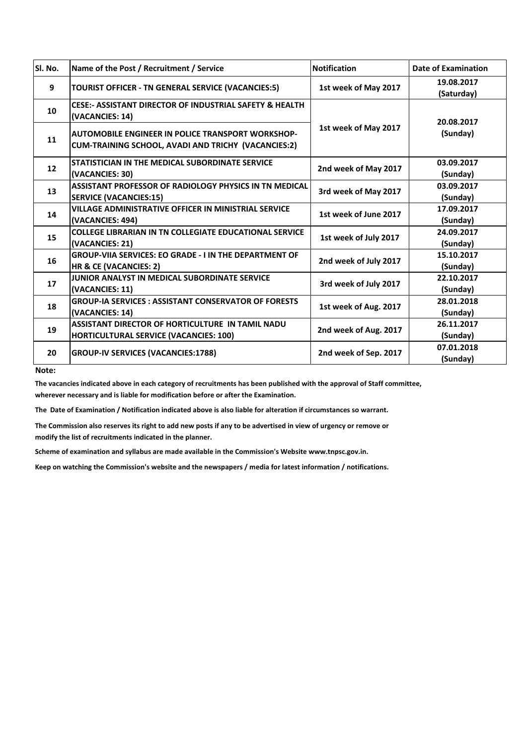| Sl. No. | Name of the Post / Recruitment / Service | Notification | Date of Examination |
|---|---|---|---|
| 9 | TOURIST OFFICER - TN GENERAL SERVICE (VACANCIES:5) | 1st week of May 2017 | 19.08.2017 (Saturday) |
| 10 | CESE:- ASSISTANT DIRECTOR OF INDUSTRIAL SAFETY & HEALTH (VACANCIES: 14) | 1st week of May 2017 | 20.08.2017 (Sunday) |
| 11 | AUTOMOBILE ENGINEER IN POLICE TRANSPORT WORKSHOP-CUM-TRAINING SCHOOL, AVADI AND TRICHY (VACANCIES:2) | | |
| 12 | STATISTICIAN IN THE MEDICAL SUBORDINATE SERVICE (VACANCIES: 30) | 2nd week of May 2017 | 03.09.2017 (Sunday) |
| 13 | ASSISTANT PROFESSOR OF RADIOLOGY PHYSICS IN TN MEDICAL SERVICE (VACANCIES:15) | 3rd week of May 2017 | 03.09.2017 (Sunday) |
| 14 | VILLAGE ADMINISTRATIVE OFFICER IN MINISTRIAL SERVICE (VACANCIES: 494) | 1st week of June 2017 | 17.09.2017 (Sunday) |
| 15 | COLLEGE LIBRARIAN IN TN COLLEGIATE EDUCATIONAL SERVICE (VACANCIES: 21) | 1st week of July 2017 | 24.09.2017 (Sunday) |
| 16 | GROUP-VIIA SERVICES: EO GRADE - I IN THE DEPARTMENT OF HR & CE (VACANCIES: 2) | 2nd week of July 2017 | 15.10.2017 (Sunday) |
| 17 | JUNIOR ANALYST IN MEDICAL SUBORDINATE SERVICE (VACANCIES: 11) | 3rd week of July 2017 | 22.10.2017 (Sunday) |
| 18 | GROUP-IA SERVICES : ASSISTANT CONSERVATOR OF FORESTS (VACANCIES: 14) | 1st week of Aug. 2017 | 28.01.2018 (Sunday) |
| 19 | ASSISTANT DIRECTOR OF HORTICULTURE IN TAMIL NADU HORTICULTURAL SERVICE (VACANCIES: 100) | 2nd week of Aug. 2017 | 26.11.2017 (Sunday) |
| 20 | GROUP-IV SERVICES (VACANCIES:1788) | 2nd week of Sep. 2017 | 07.01.2018 (Sunday) |

**Note:**

**The vacancies indicated above in each category of recruitments has been published with the approval of Staff committee, wherever necessary and is liable for modification before or after the Examination.**

**The Date of Examination / Notification indicated above is also liable for alteration if circumstances so warrant.**

**The Commission also reserves its right to add new posts if any to be advertised in view of urgency or remove or modify the list of recruitments indicated in the planner.**

**Scheme of examination and syllabus are made available in the Commission's Website www.tnpsc.gov.in.**

**Keep on watching the Commission's website and the newspapers / media for latest information / notifications.**